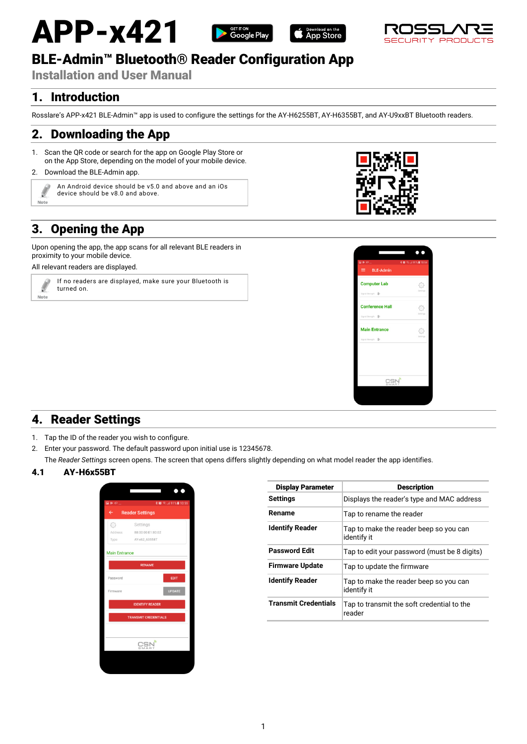# APP-x421

## BLE-Admin™ Bluetooth® Reader Configuration App

### Installation and User Manual

## 1. Introduction

Rosslare's APP-x421 BLE-Admin™ app is used to configure the settings for the AY-H6255BT, AY-H6355BT, and AY-U9xxBT Bluetooth readers.

## 2. Downloading the App

1. Scan the QR code or search for the app on Google Play Store or on the App Store, depending on the model of your mobile device.
2. Download the BLE-Admin app.

> **Note:** An Android device should be v5.0 and above and an iOs device should be v8.0 and above.

## 3. Opening the App

Upon opening the app, the app scans for all relevant BLE readers in proximity to your mobile device.

All relevant readers are displayed.

> **Note:** If no readers are displayed, make sure your Bluetooth is turned on.

## 4. Reader Settings

1. Tap the ID of the reader you wish to configure.
2. Enter your password. The default password upon initial use is 12345678.

   The *Reader Settings* screen opens. The screen that opens differs slightly depending on what model reader the app identifies.

### 4.1 AY-H6x55BT

| Display Parameter | Description |
|---|---|
| **Settings** | Displays the reader's type and MAC address |
| **Rename** | Tap to rename the reader |
| **Identify Reader** | Tap to make the reader beep so you can identify it |
| **Password Edit** | Tap to edit your password (must be 8 digits) |
| **Firmware Update** | Tap to update the firmware |
| **Identify Reader** | Tap to make the reader beep so you can identify it |
| **Transmit Credentials** | Tap to transmit the soft credential to the reader |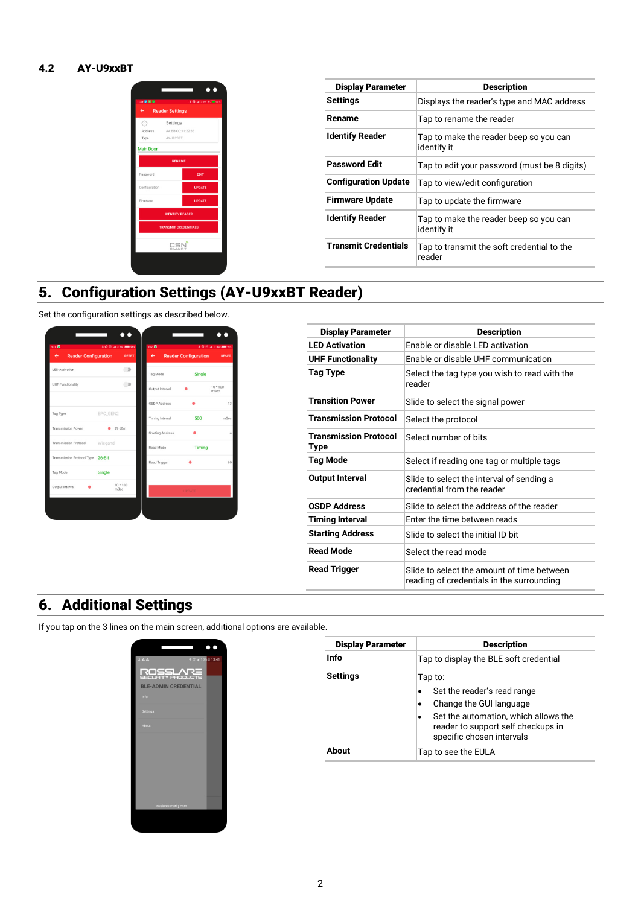### 4.2 AY-U9xxBT

| Display Parameter | Description |
|---|---|
| Settings | Displays the reader's type and MAC address |
| Rename | Tap to rename the reader |
| Identify Reader | Tap to make the reader beep so you can identify it |
| Password Edit | Tap to edit your password (must be 8 digits) |
| Configuration Update | Tap to view/edit configuration |
| Firmware Update | Tap to update the firmware |
| Identify Reader | Tap to make the reader beep so you can identify it |
| Transmit Credentials | Tap to transmit the soft credential to the reader |

## 5. Configuration Settings (AY-U9xxBT Reader)

Set the configuration settings as described below.

| Display Parameter | Description |
|---|---|
| LED Activation | Enable or disable LED activation |
| UHF Functionality | Enable or disable UHF communication |
| Tag Type | Select the tag type you wish to read with the reader |
| Transition Power | Slide to select the signal power |
| Transmission Protocol | Select the protocol |
| Transmission Protocol Type | Select number of bits |
| Tag Mode | Select if reading one tag or multiple tags |
| Output Interval | Slide to select the interval of sending a credential from the reader |
| OSDP Address | Slide to select the address of the reader |
| Timing Interval | Enter the time between reads |
| Starting Address | Slide to select the initial ID bit |
| Read Mode | Select the read mode |
| Read Trigger | Slide to select the amount of time between reading of credentials in the surrounding |

## 6. Additional Settings

If you tap on the 3 lines on the main screen, additional options are available.

| Display Parameter | Description |
|---|---|
| Info | Tap to display the BLE soft credential |
| Settings | Tap to:<br>• Set the reader's read range<br>• Change the GUI language<br>• Set the automation, which allows the reader to support self checkups in specific chosen intervals |
| About | Tap to see the EULA |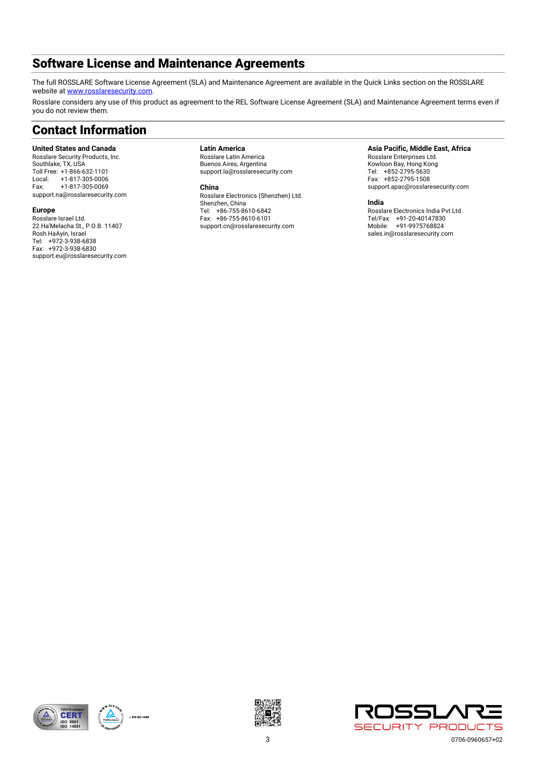## Software License and Maintenance Agreements

The full ROSSLARE Software License Agreement (SLA) and Maintenance Agreement are available in the Quick Links section on the ROSSLARE website at www.rosslaresecurity.com.

Rosslare considers any use of this product as agreement to the REL Software License Agreement (SLA) and Maintenance Agreement terms even if you do not review them.

## Contact Information

**United States and Canada**
Rosslare Security Products, Inc.
Southlake, TX, USA
Toll Free: +1-866-632-1101
Local: +1-817-305-0006
Fax: +1-817-305-0069
support.na@rosslaresecurity.com

**Europe**
Rosslare Israel Ltd.
22 Ha'Melacha St., P.O.B. 11407
Rosh HaAyin, Israel
Tel: +972-3-938-6838
Fax: +972-3-938-6830
support.eu@rosslaresecurity.com

**Latin America**
Rosslare Latin America
Buenos Aires, Argentina
support.la@rosslaresecurity.com

**China**
Rosslare Electronics (Shenzhen) Ltd.
Shenzhen, China
Tel: +86-755-8610-6842
Fax: +86-755-8610-6101
support.cn@rosslaresecurity.com

**Asia Pacific, Middle East, Africa**
Rosslare Enterprises Ltd.
Kowloon Bay, Hong Kong
Tel: +852-2795-5630
Fax: +852-2795-1508
support.apac@rosslaresecurity.com

**India**
Rosslare Electronics India Pvt Ltd.
Tel/Fax: +91-20-40147830
Mobile: +91-9975768824
sales.in@rosslaresecurity.com

0706-0960657+02